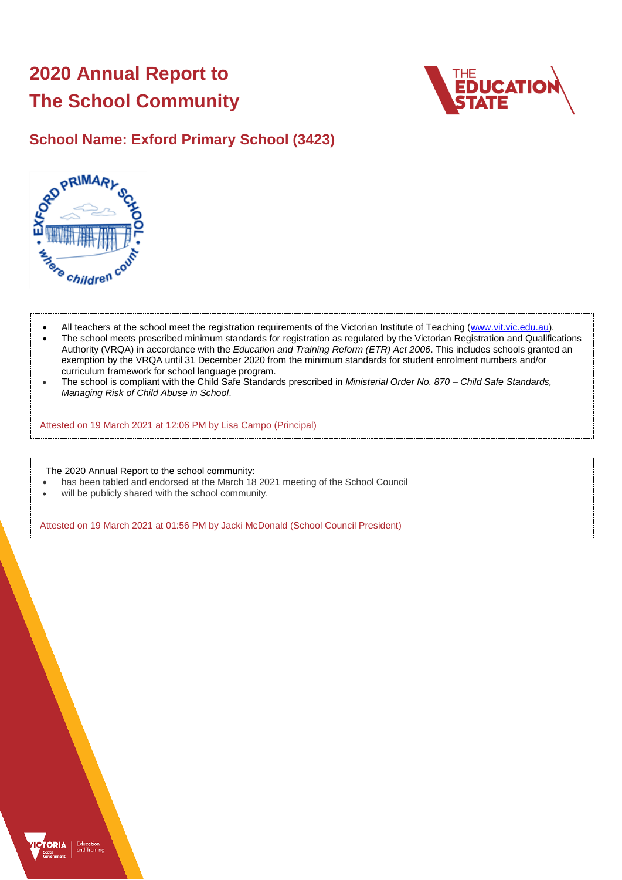# 2020 Annual Report to The School Community

## School Name: Exford Primary School (3423)

- All teachers at the school meet the registration requirements of the Victorian Institute of Teaching (www.vit.vic.edu.au).
- The school meets prescribed minimum standards for registration as regulated by the Victorian Registration and Qualifications Authority (VRQA) in accordance with the *Education and Training Reform (ETR) Act 2006*. This includes schools granted an exemption by the VRQA until 31 December 2020 from the minimum standards for student enrolment numbers and/or curriculum framework for school language program.
- The school is compliant with the Child Safe Standards prescribed in *Ministerial Order No. 870 – Child Safe Standards, Managing Risk of Child Abuse in School*.

Attested on 19 March 2021 at 12:06 PM by Lisa Campo (Principal)

The 2020 Annual Report to the school community:

- has been tabled and endorsed at the March 18 2021 meeting of the School Council
- will be publicly shared with the school community.

Attested on 19 March 2021 at 01:56 PM by Jacki McDonald (School Council President)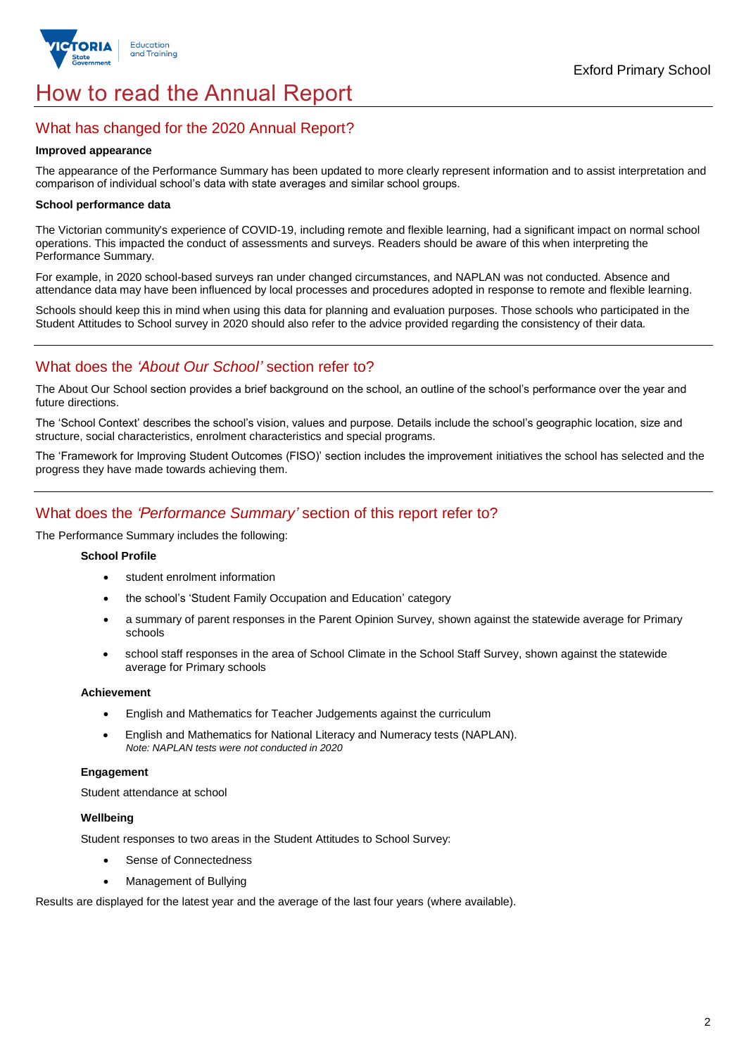# How to read the Annual Report

## What has changed for the 2020 Annual Report?

**Improved appearance**

The appearance of the Performance Summary has been updated to more clearly represent information and to assist interpretation and comparison of individual school's data with state averages and similar school groups.

**School performance data**

The Victorian community's experience of COVID-19, including remote and flexible learning, had a significant impact on normal school operations. This impacted the conduct of assessments and surveys. Readers should be aware of this when interpreting the Performance Summary.

For example, in 2020 school-based surveys ran under changed circumstances, and NAPLAN was not conducted. Absence and attendance data may have been influenced by local processes and procedures adopted in response to remote and flexible learning.

Schools should keep this in mind when using this data for planning and evaluation purposes. Those schools who participated in the Student Attitudes to School survey in 2020 should also refer to the advice provided regarding the consistency of their data.

## What does the *'About Our School'* section refer to?

The About Our School section provides a brief background on the school, an outline of the school's performance over the year and future directions.

The 'School Context' describes the school's vision, values and purpose. Details include the school's geographic location, size and structure, social characteristics, enrolment characteristics and special programs.

The 'Framework for Improving Student Outcomes (FISO)' section includes the improvement initiatives the school has selected and the progress they have made towards achieving them.

## What does the *'Performance Summary'* section of this report refer to?

The Performance Summary includes the following:

**School Profile**

- student enrolment information
- the school's 'Student Family Occupation and Education' category
- a summary of parent responses in the Parent Opinion Survey, shown against the statewide average for Primary schools
- school staff responses in the area of School Climate in the School Staff Survey, shown against the statewide average for Primary schools

**Achievement**

- English and Mathematics for Teacher Judgements against the curriculum
- English and Mathematics for National Literacy and Numeracy tests (NAPLAN).
  *Note: NAPLAN tests were not conducted in 2020*

**Engagement**

Student attendance at school

**Wellbeing**

Student responses to two areas in the Student Attitudes to School Survey:

- Sense of Connectedness
- Management of Bullying

Results are displayed for the latest year and the average of the last four years (where available).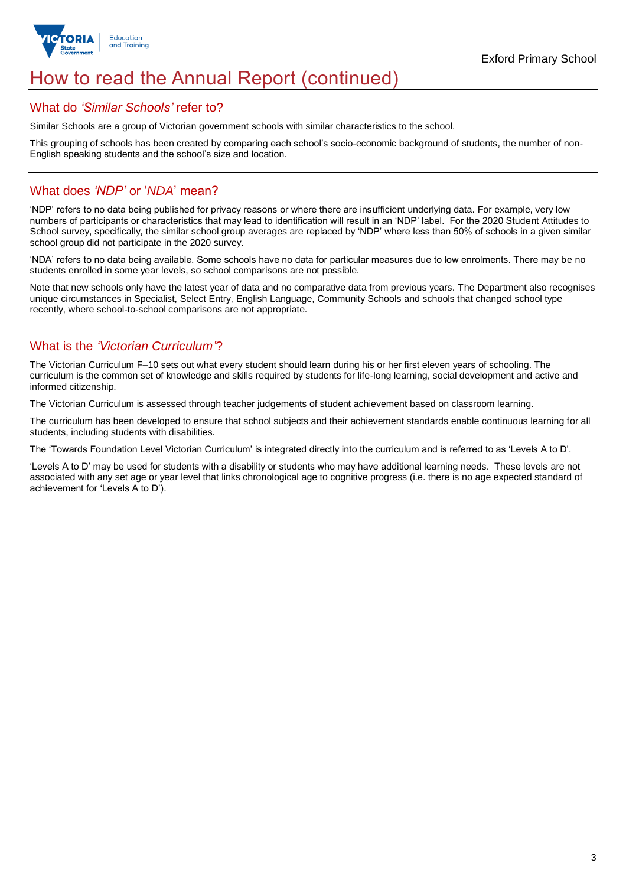# How to read the Annual Report (continued)

## What do *'Similar Schools'* refer to?

Similar Schools are a group of Victorian government schools with similar characteristics to the school.

This grouping of schools has been created by comparing each school's socio-economic background of students, the number of non-English speaking students and the school's size and location.

## What does *'NDP'* or '*NDA*' mean?

'NDP' refers to no data being published for privacy reasons or where there are insufficient underlying data. For example, very low numbers of participants or characteristics that may lead to identification will result in an 'NDP' label. For the 2020 Student Attitudes to School survey, specifically, the similar school group averages are replaced by 'NDP' where less than 50% of schools in a given similar school group did not participate in the 2020 survey.

'NDA' refers to no data being available. Some schools have no data for particular measures due to low enrolments. There may be no students enrolled in some year levels, so school comparisons are not possible.

Note that new schools only have the latest year of data and no comparative data from previous years. The Department also recognises unique circumstances in Specialist, Select Entry, English Language, Community Schools and schools that changed school type recently, where school-to-school comparisons are not appropriate.

## What is the *'Victorian Curriculum'*?

The Victorian Curriculum F–10 sets out what every student should learn during his or her first eleven years of schooling. The curriculum is the common set of knowledge and skills required by students for life-long learning, social development and active and informed citizenship.

The Victorian Curriculum is assessed through teacher judgements of student achievement based on classroom learning.

The curriculum has been developed to ensure that school subjects and their achievement standards enable continuous learning for all students, including students with disabilities.

The 'Towards Foundation Level Victorian Curriculum' is integrated directly into the curriculum and is referred to as 'Levels A to D'.

'Levels A to D' may be used for students with a disability or students who may have additional learning needs. These levels are not associated with any set age or year level that links chronological age to cognitive progress (i.e. there is no age expected standard of achievement for 'Levels A to D').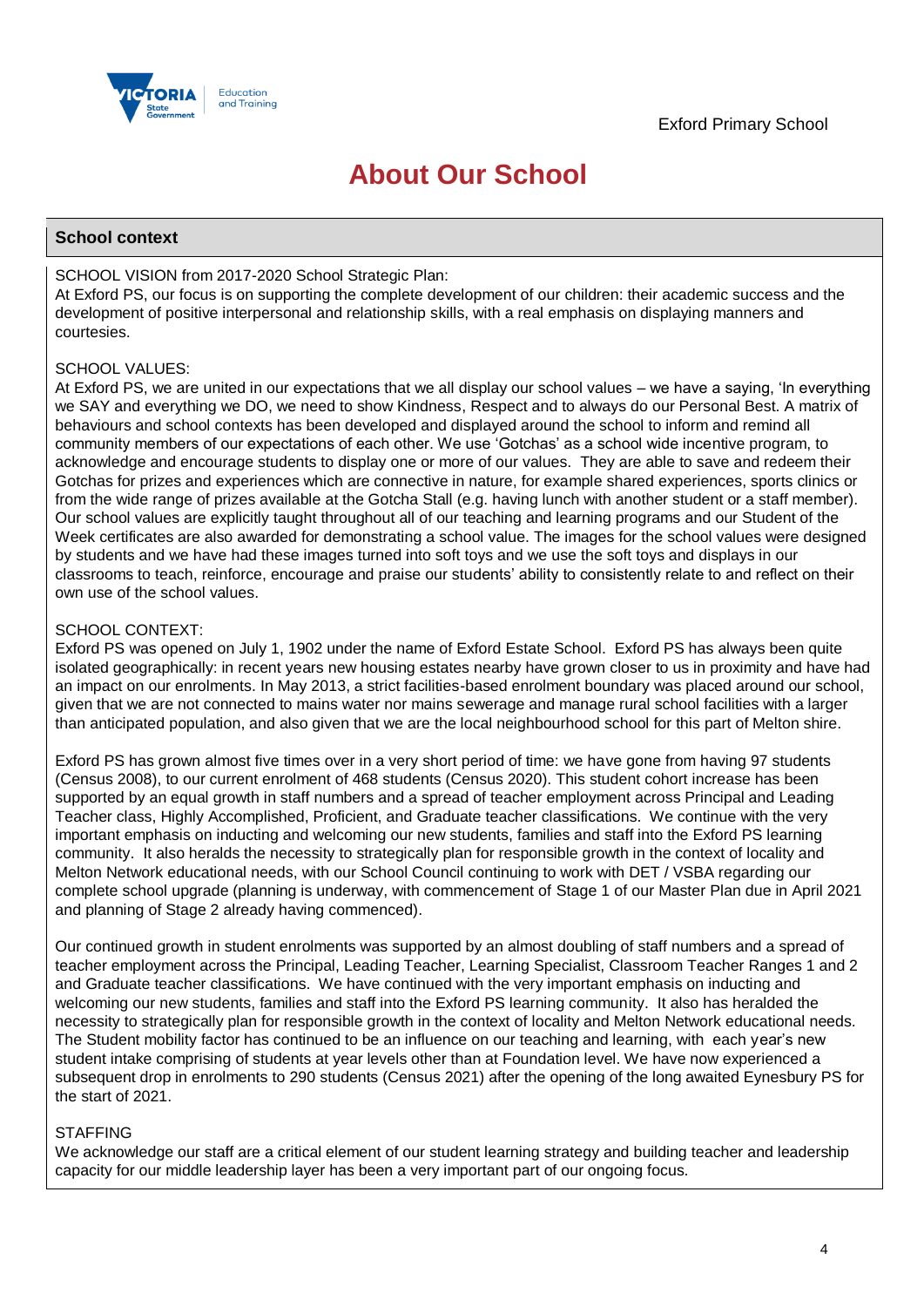Exford Primary School

# About Our School

## School context

SCHOOL VISION from 2017-2020 School Strategic Plan:
At Exford PS, our focus is on supporting the complete development of our children: their academic success and the development of positive interpersonal and relationship skills, with a real emphasis on displaying manners and courtesies.

SCHOOL VALUES:
At Exford PS, we are united in our expectations that we all display our school values – we have a saying, 'In everything we SAY and everything we DO, we need to show Kindness, Respect and to always do our Personal Best. A matrix of behaviours and school contexts has been developed and displayed around the school to inform and remind all community members of our expectations of each other. We use 'Gotchas' as a school wide incentive program, to acknowledge and encourage students to display one or more of our values. They are able to save and redeem their Gotchas for prizes and experiences which are connective in nature, for example shared experiences, sports clinics or from the wide range of prizes available at the Gotcha Stall (e.g. having lunch with another student or a staff member). Our school values are explicitly taught throughout all of our teaching and learning programs and our Student of the Week certificates are also awarded for demonstrating a school value. The images for the school values were designed by students and we have had these images turned into soft toys and we use the soft toys and displays in our classrooms to teach, reinforce, encourage and praise our students' ability to consistently relate to and reflect on their own use of the school values.

SCHOOL CONTEXT:
Exford PS was opened on July 1, 1902 under the name of Exford Estate School. Exford PS has always been quite isolated geographically: in recent years new housing estates nearby have grown closer to us in proximity and have had an impact on our enrolments. In May 2013, a strict facilities-based enrolment boundary was placed around our school, given that we are not connected to mains water nor mains sewerage and manage rural school facilities with a larger than anticipated population, and also given that we are the local neighbourhood school for this part of Melton shire.

Exford PS has grown almost five times over in a very short period of time: we have gone from having 97 students (Census 2008), to our current enrolment of 468 students (Census 2020). This student cohort increase has been supported by an equal growth in staff numbers and a spread of teacher employment across Principal and Leading Teacher class, Highly Accomplished, Proficient, and Graduate teacher classifications. We continue with the very important emphasis on inducting and welcoming our new students, families and staff into the Exford PS learning community. It also heralds the necessity to strategically plan for responsible growth in the context of locality and Melton Network educational needs, with our School Council continuing to work with DET / VSBA regarding our complete school upgrade (planning is underway, with commencement of Stage 1 of our Master Plan due in April 2021 and planning of Stage 2 already having commenced).

Our continued growth in student enrolments was supported by an almost doubling of staff numbers and a spread of teacher employment across the Principal, Leading Teacher, Learning Specialist, Classroom Teacher Ranges 1 and 2 and Graduate teacher classifications. We have continued with the very important emphasis on inducting and welcoming our new students, families and staff into the Exford PS learning community. It also has heralded the necessity to strategically plan for responsible growth in the context of locality and Melton Network educational needs. The Student mobility factor has continued to be an influence on our teaching and learning, with each year's new student intake comprising of students at year levels other than at Foundation level. We have now experienced a subsequent drop in enrolments to 290 students (Census 2021) after the opening of the long awaited Eynesbury PS for the start of 2021.

STAFFING
We acknowledge our staff are a critical element of our student learning strategy and building teacher and leadership capacity for our middle leadership layer has been a very important part of our ongoing focus.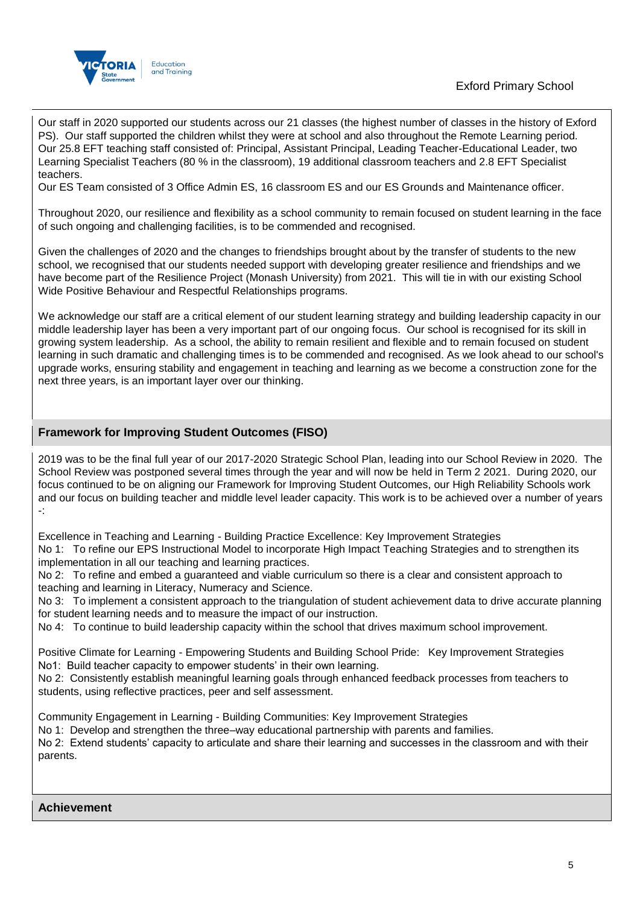Our staff in 2020 supported our students across our 21 classes (the highest number of classes in the history of Exford PS). Our staff supported the children whilst they were at school and also throughout the Remote Learning period. Our 25.8 EFT teaching staff consisted of: Principal, Assistant Principal, Leading Teacher-Educational Leader, two Learning Specialist Teachers (80 % in the classroom), 19 additional classroom teachers and 2.8 EFT Specialist teachers.
Our ES Team consisted of 3 Office Admin ES, 16 classroom ES and our ES Grounds and Maintenance officer.

Throughout 2020, our resilience and flexibility as a school community to remain focused on student learning in the face of such ongoing and challenging facilities, is to be commended and recognised.

Given the challenges of 2020 and the changes to friendships brought about by the transfer of students to the new school, we recognised that our students needed support with developing greater resilience and friendships and we have become part of the Resilience Project (Monash University) from 2021. This will tie in with our existing School Wide Positive Behaviour and Respectful Relationships programs.

We acknowledge our staff are a critical element of our student learning strategy and building leadership capacity in our middle leadership layer has been a very important part of our ongoing focus. Our school is recognised for its skill in growing system leadership. As a school, the ability to remain resilient and flexible and to remain focused on student learning in such dramatic and challenging times is to be commended and recognised. As we look ahead to our school's upgrade works, ensuring stability and engagement in teaching and learning as we become a construction zone for the next three years, is an important layer over our thinking.

## Framework for Improving Student Outcomes (FISO)

2019 was to be the final full year of our 2017-2020 Strategic School Plan, leading into our School Review in 2020. The School Review was postponed several times through the year and will now be held in Term 2 2021. During 2020, our focus continued to be on aligning our Framework for Improving Student Outcomes, our High Reliability Schools work and our focus on building teacher and middle level leader capacity. This work is to be achieved over a number of years -:

Excellence in Teaching and Learning - Building Practice Excellence: Key Improvement Strategies
No 1: To refine our EPS Instructional Model to incorporate High Impact Teaching Strategies and to strengthen its implementation in all our teaching and learning practices.
No 2: To refine and embed a guaranteed and viable curriculum so there is a clear and consistent approach to teaching and learning in Literacy, Numeracy and Science.
No 3: To implement a consistent approach to the triangulation of student achievement data to drive accurate planning for student learning needs and to measure the impact of our instruction.
No 4: To continue to build leadership capacity within the school that drives maximum school improvement.

Positive Climate for Learning - Empowering Students and Building School Pride: Key Improvement Strategies
No1: Build teacher capacity to empower students' in their own learning.
No 2: Consistently establish meaningful learning goals through enhanced feedback processes from teachers to students, using reflective practices, peer and self assessment.

Community Engagement in Learning - Building Communities: Key Improvement Strategies
No 1: Develop and strengthen the three–way educational partnership with parents and families.
No 2: Extend students' capacity to articulate and share their learning and successes in the classroom and with their parents.

## Achievement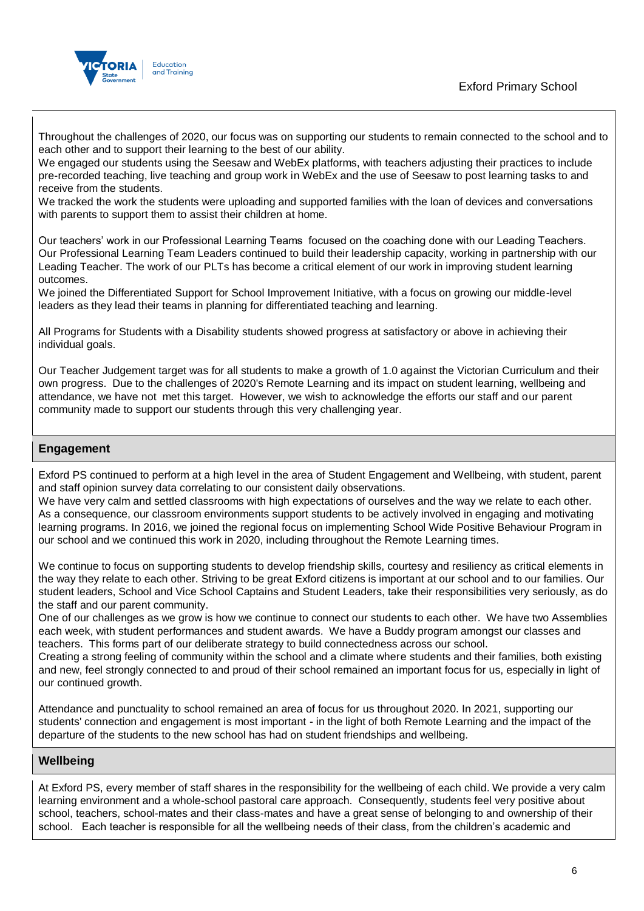Throughout the challenges of 2020, our focus was on supporting our students to remain connected to the school and to each other and to support their learning to the best of our ability.
We engaged our students using the Seesaw and WebEx platforms, with teachers adjusting their practices to include pre-recorded teaching, live teaching and group work in WebEx and the use of Seesaw to post learning tasks to and receive from the students.
We tracked the work the students were uploading and supported families with the loan of devices and conversations with parents to support them to assist their children at home.

Our teachers' work in our Professional Learning Teams focused on the coaching done with our Leading Teachers. Our Professional Learning Team Leaders continued to build their leadership capacity, working in partnership with our Leading Teacher. The work of our PLTs has become a critical element of our work in improving student learning outcomes.
We joined the Differentiated Support for School Improvement Initiative, with a focus on growing our middle-level leaders as they lead their teams in planning for differentiated teaching and learning.

All Programs for Students with a Disability students showed progress at satisfactory or above in achieving their individual goals.

Our Teacher Judgement target was for all students to make a growth of 1.0 against the Victorian Curriculum and their own progress. Due to the challenges of 2020's Remote Learning and its impact on student learning, wellbeing and attendance, we have not met this target. However, we wish to acknowledge the efforts our staff and our parent community made to support our students through this very challenging year.

## Engagement

Exford PS continued to perform at a high level in the area of Student Engagement and Wellbeing, with student, parent and staff opinion survey data correlating to our consistent daily observations.
We have very calm and settled classrooms with high expectations of ourselves and the way we relate to each other. As a consequence, our classroom environments support students to be actively involved in engaging and motivating learning programs. In 2016, we joined the regional focus on implementing School Wide Positive Behaviour Program in our school and we continued this work in 2020, including throughout the Remote Learning times.

We continue to focus on supporting students to develop friendship skills, courtesy and resiliency as critical elements in the way they relate to each other. Striving to be great Exford citizens is important at our school and to our families. Our student leaders, School and Vice School Captains and Student Leaders, take their responsibilities very seriously, as do the staff and our parent community.
One of our challenges as we grow is how we continue to connect our students to each other. We have two Assemblies each week, with student performances and student awards. We have a Buddy program amongst our classes and teachers. This forms part of our deliberate strategy to build connectedness across our school.
Creating a strong feeling of community within the school and a climate where students and their families, both existing and new, feel strongly connected to and proud of their school remained an important focus for us, especially in light of our continued growth.

Attendance and punctuality to school remained an area of focus for us throughout 2020. In 2021, supporting our students' connection and engagement is most important - in the light of both Remote Learning and the impact of the departure of the students to the new school has had on student friendships and wellbeing.

## Wellbeing

At Exford PS, every member of staff shares in the responsibility for the wellbeing of each child. We provide a very calm learning environment and a whole-school pastoral care approach. Consequently, students feel very positive about school, teachers, school-mates and their class-mates and have a great sense of belonging to and ownership of their school. Each teacher is responsible for all the wellbeing needs of their class, from the children's academic and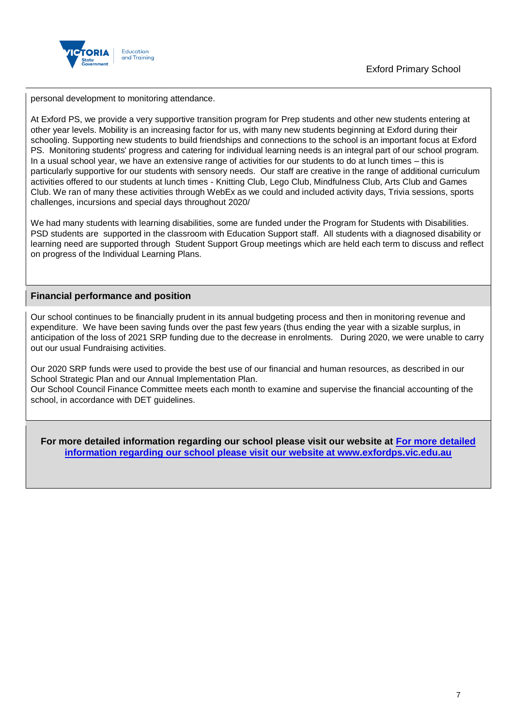personal development to monitoring attendance.

At Exford PS, we provide a very supportive transition program for Prep students and other new students entering at other year levels. Mobility is an increasing factor for us, with many new students beginning at Exford during their schooling. Supporting new students to build friendships and connections to the school is an important focus at Exford PS. Monitoring students' progress and catering for individual learning needs is an integral part of our school program. In a usual school year, we have an extensive range of activities for our students to do at lunch times – this is particularly supportive for our students with sensory needs. Our staff are creative in the range of additional curriculum activities offered to our students at lunch times - Knitting Club, Lego Club, Mindfulness Club, Arts Club and Games Club. We ran of many these activities through WebEx as we could and included activity days, Trivia sessions, sports challenges, incursions and special days throughout 2020/

We had many students with learning disabilities, some are funded under the Program for Students with Disabilities. PSD students are supported in the classroom with Education Support staff. All students with a diagnosed disability or learning need are supported through Student Support Group meetings which are held each term to discuss and reflect on progress of the Individual Learning Plans.

## Financial performance and position

Our school continues to be financially prudent in its annual budgeting process and then in monitoring revenue and expenditure. We have been saving funds over the past few years (thus ending the year with a sizable surplus, in anticipation of the loss of 2021 SRP funding due to the decrease in enrolments. During 2020, we were unable to carry out our usual Fundraising activities.

Our 2020 SRP funds were used to provide the best use of our financial and human resources, as described in our School Strategic Plan and our Annual Implementation Plan.
Our School Council Finance Committee meets each month to examine and supervise the financial accounting of the school, in accordance with DET guidelines.

**For more detailed information regarding our school please visit our website at [For more detailed information regarding our school please visit our website at www.exfordps.vic.edu.au](http://www.exfordps.vic.edu.au)**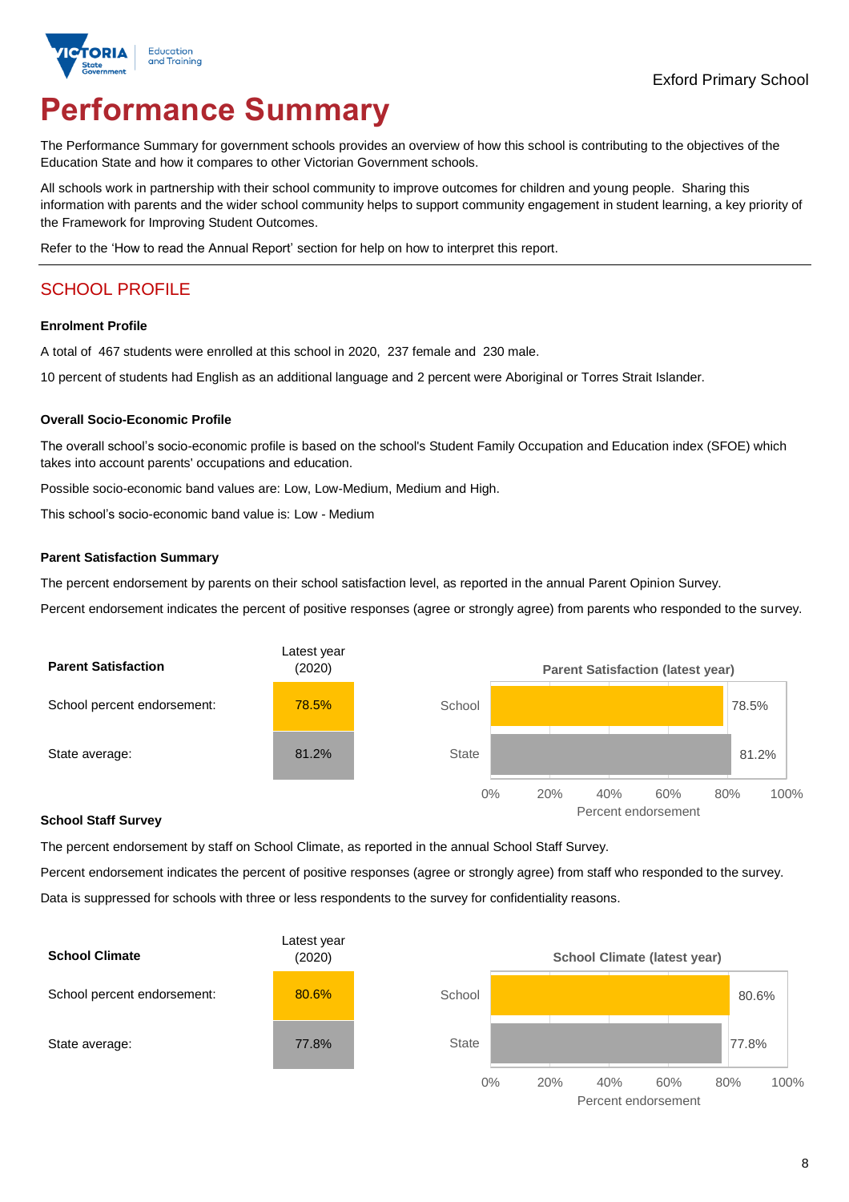Exford Primary School

# Performance Summary

The Performance Summary for government schools provides an overview of how this school is contributing to the objectives of the Education State and how it compares to other Victorian Government schools.

All schools work in partnership with their school community to improve outcomes for children and young people. Sharing this information with parents and the wider school community helps to support community engagement in student learning, a key priority of the Framework for Improving Student Outcomes.

Refer to the 'How to read the Annual Report' section for help on how to interpret this report.

## SCHOOL PROFILE

### Enrolment Profile

A total of 467 students were enrolled at this school in 2020, 237 female and 230 male.

10 percent of students had English as an additional language and 2 percent were Aboriginal or Torres Strait Islander.

### Overall Socio-Economic Profile

The overall school's socio-economic profile is based on the school's Student Family Occupation and Education index (SFOE) which takes into account parents' occupations and education.

Possible socio-economic band values are: Low, Low-Medium, Medium and High.

This school's socio-economic band value is: Low - Medium

### Parent Satisfaction Summary

The percent endorsement by parents on their school satisfaction level, as reported in the annual Parent Opinion Survey.

Percent endorsement indicates the percent of positive responses (agree or strongly agree) from parents who responded to the survey.

| Parent Satisfaction | Latest year (2020) |
|---|---|
| School percent endorsement: | 78.5% |
| State average: | 81.2% |

Parent Satisfaction (latest year)

| | Percent endorsement |
|---|---|
| School | 78.5% |
| State | 81.2% |

### School Staff Survey

The percent endorsement by staff on School Climate, as reported in the annual School Staff Survey.

Percent endorsement indicates the percent of positive responses (agree or strongly agree) from staff who responded to the survey.

Data is suppressed for schools with three or less respondents to the survey for confidentiality reasons.

| School Climate | Latest year (2020) |
|---|---|
| School percent endorsement: | 80.6% |
| State average: | 77.8% |

School Climate (latest year)

| | Percent endorsement |
|---|---|
| School | 80.6% |
| State | 77.8% |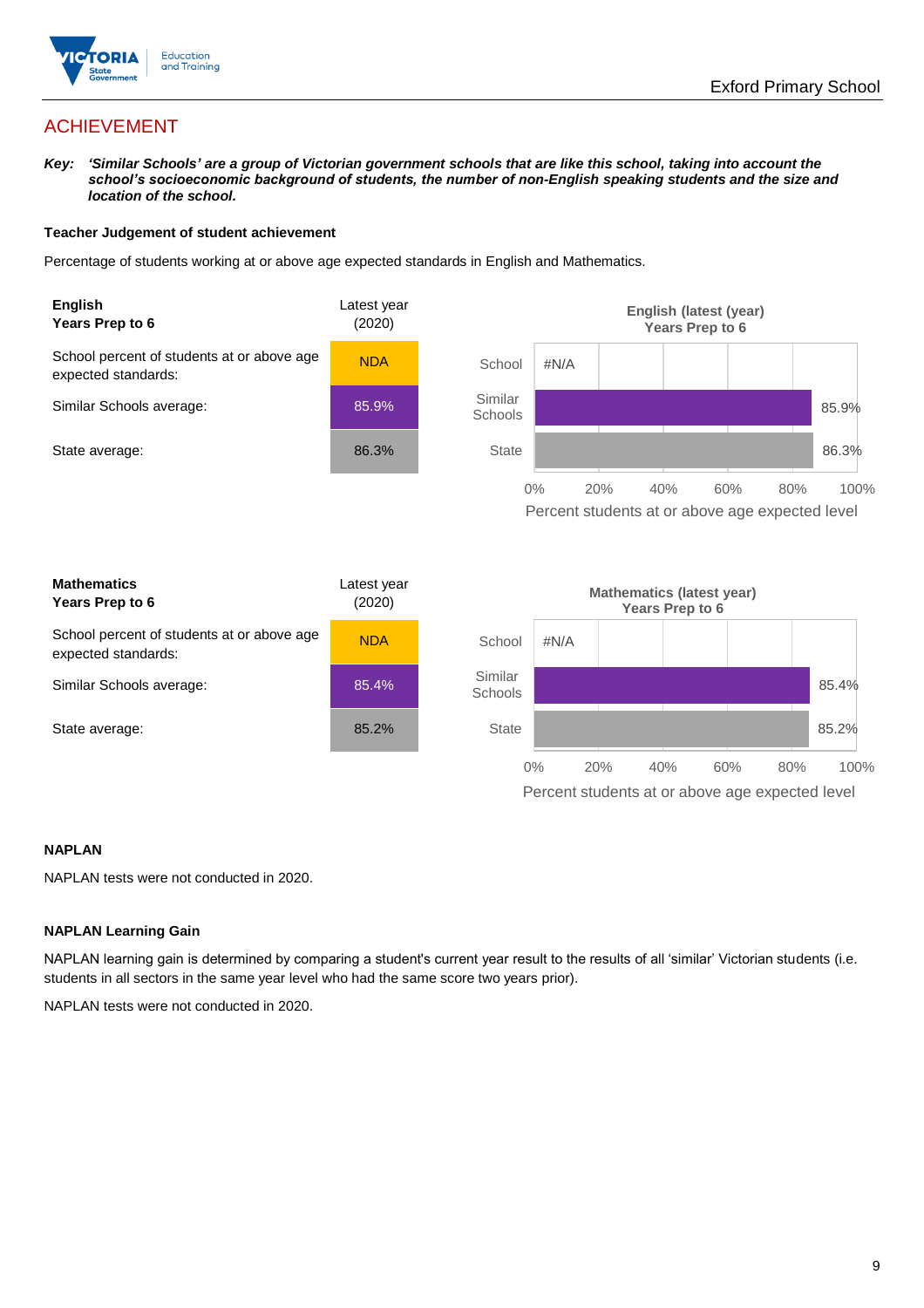## ACHIEVEMENT

***Key:*** ***'Similar Schools' are a group of Victorian government schools that are like this school, taking into account the school's socioeconomic background of students, the number of non-English speaking students and the size and location of the school.***

**Teacher Judgement of student achievement**

Percentage of students working at or above age expected standards in English and Mathematics.

| **English** **Years Prep to 6** | Latest year (2020) |
|---|---|
| School percent of students at or above age expected standards: | NDA |
| Similar Schools average: | 85.9% |
| State average: | 86.3% |

**English (latest (year) Years Prep to 6**

| | Percent students at or above age expected level |
|---|---|
| School | #N/A |
| Similar Schools | 85.9% |
| State | 86.3% |

| **Mathematics** **Years Prep to 6** | Latest year (2020) |
|---|---|
| School percent of students at or above age expected standards: | NDA |
| Similar Schools average: | 85.4% |
| State average: | 85.2% |

**Mathematics (latest year) Years Prep to 6**

| | Percent students at or above age expected level |
|---|---|
| School | #N/A |
| Similar Schools | 85.4% |
| State | 85.2% |

**NAPLAN**

NAPLAN tests were not conducted in 2020.

**NAPLAN Learning Gain**

NAPLAN learning gain is determined by comparing a student's current year result to the results of all 'similar' Victorian students (i.e. students in all sectors in the same year level who had the same score two years prior).

NAPLAN tests were not conducted in 2020.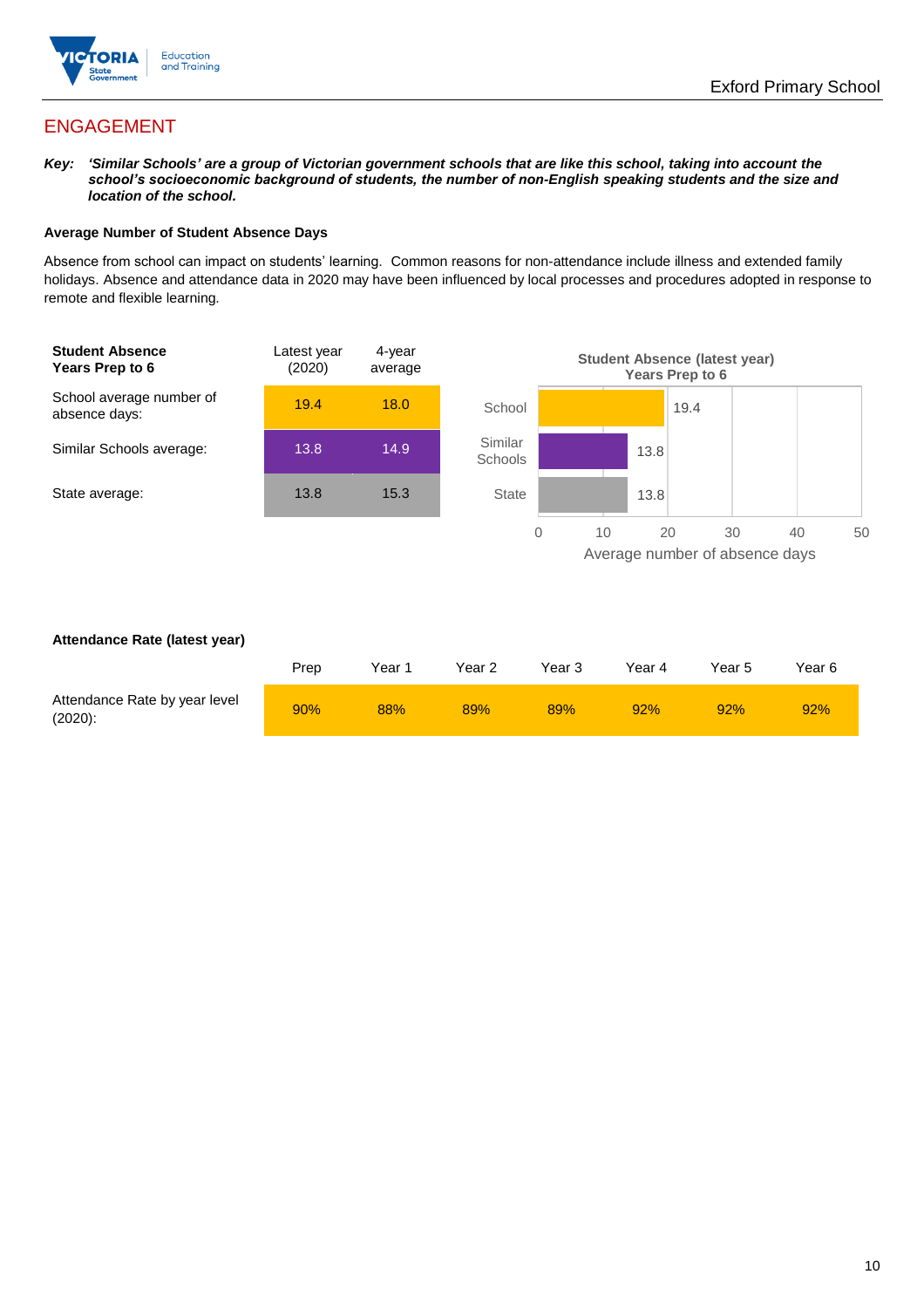## ENGAGEMENT

***Key:*** ***'Similar Schools' are a group of Victorian government schools that are like this school, taking into account the school's socioeconomic background of students, the number of non-English speaking students and the size and location of the school.***

### Average Number of Student Absence Days

Absence from school can impact on students' learning. Common reasons for non-attendance include illness and extended family holidays. Absence and attendance data in 2020 may have been influenced by local processes and procedures adopted in response to remote and flexible learning.

| **Student Absence Years Prep to 6** | Latest year (2020) | 4-year average |
|---|---|---|
| School average number of absence days: | 19.4 | 18.0 |
| Similar Schools average: | 13.8 | 14.9 |
| State average: | 13.8 | 15.3 |

**Student Absence (latest year) Years Prep to 6**

| | Average number of absence days |
|---|---|
| School | 19.4 |
| Similar Schools | 13.8 |
| State | 13.8 |

### Attendance Rate (latest year)

| | Prep | Year 1 | Year 2 | Year 3 | Year 4 | Year 5 | Year 6 |
|---|---|---|---|---|---|---|---|
| Attendance Rate by year level (2020): | 90% | 88% | 89% | 89% | 92% | 92% | 92% |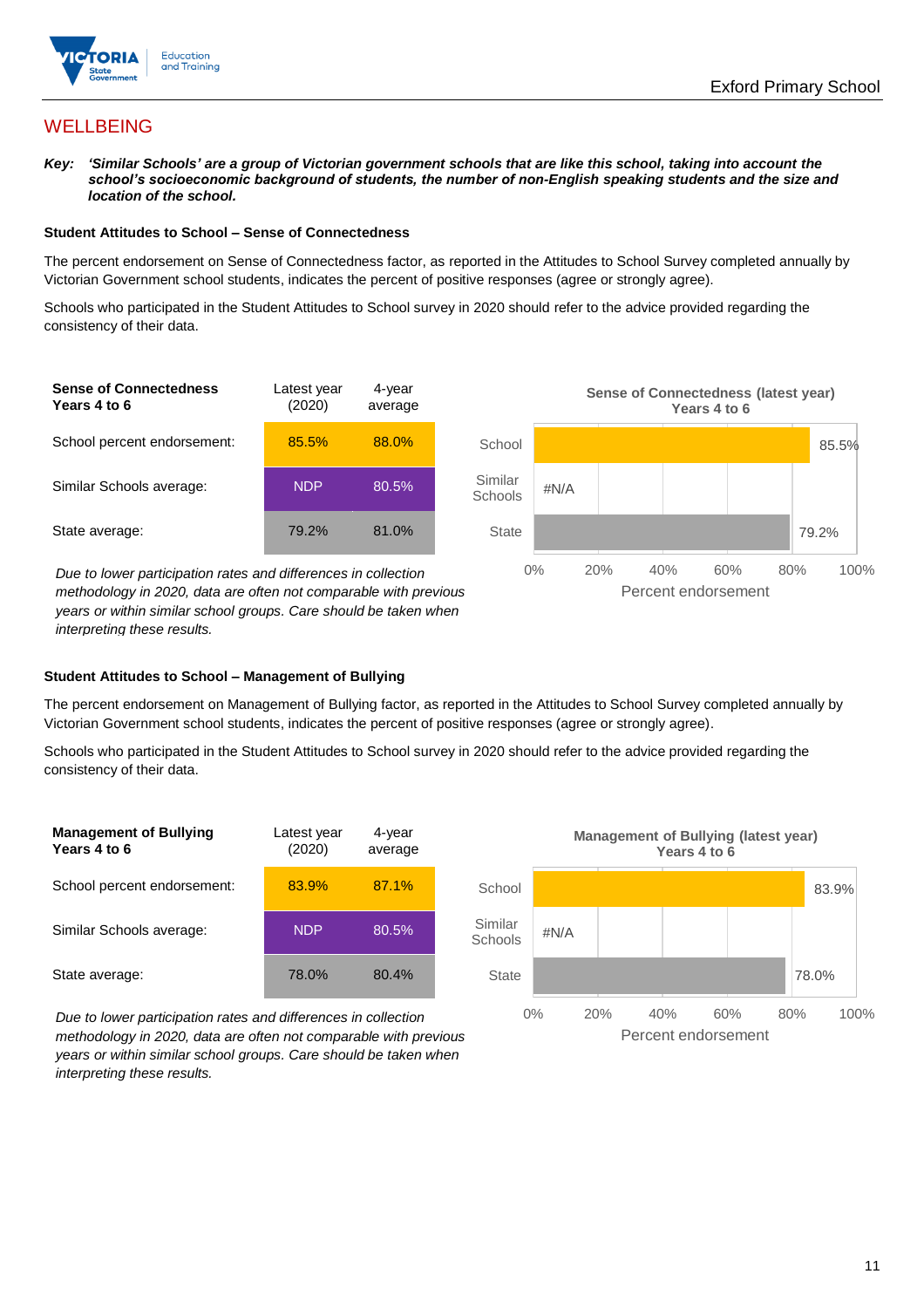## WELLBEING

***Key:*** ***'Similar Schools' are a group of Victorian government schools that are like this school, taking into account the school's socioeconomic background of students, the number of non-English speaking students and the size and location of the school.***

### Student Attitudes to School – Sense of Connectedness

The percent endorsement on Sense of Connectedness factor, as reported in the Attitudes to School Survey completed annually by Victorian Government school students, indicates the percent of positive responses (agree or strongly agree).

Schools who participated in the Student Attitudes to School survey in 2020 should refer to the advice provided regarding the consistency of their data.

| Sense of Connectedness Years 4 to 6 | Latest year (2020) | 4-year average |
|---|---|---|
| School percent endorsement: | 85.5% | 88.0% |
| Similar Schools average: | NDP | 80.5% |
| State average: | 79.2% | 81.0% |

*Due to lower participation rates and differences in collection methodology in 2020, data are often not comparable with previous years or within similar school groups. Care should be taken when interpreting these results.*

**Sense of Connectedness (latest year) Years 4 to 6**

| | Percent endorsement |
|---|---|
| School | 85.5% |
| Similar Schools | #N/A |
| State | 79.2% |

### Student Attitudes to School – Management of Bullying

The percent endorsement on Management of Bullying factor, as reported in the Attitudes to School Survey completed annually by Victorian Government school students, indicates the percent of positive responses (agree or strongly agree).

Schools who participated in the Student Attitudes to School survey in 2020 should refer to the advice provided regarding the consistency of their data.

| Management of Bullying Years 4 to 6 | Latest year (2020) | 4-year average |
|---|---|---|
| School percent endorsement: | 83.9% | 87.1% |
| Similar Schools average: | NDP | 80.5% |
| State average: | 78.0% | 80.4% |

*Due to lower participation rates and differences in collection methodology in 2020, data are often not comparable with previous years or within similar school groups. Care should be taken when interpreting these results.*

**Management of Bullying (latest year) Years 4 to 6**

| | Percent endorsement |
|---|---|
| School | 83.9% |
| Similar Schools | #N/A |
| State | 78.0% |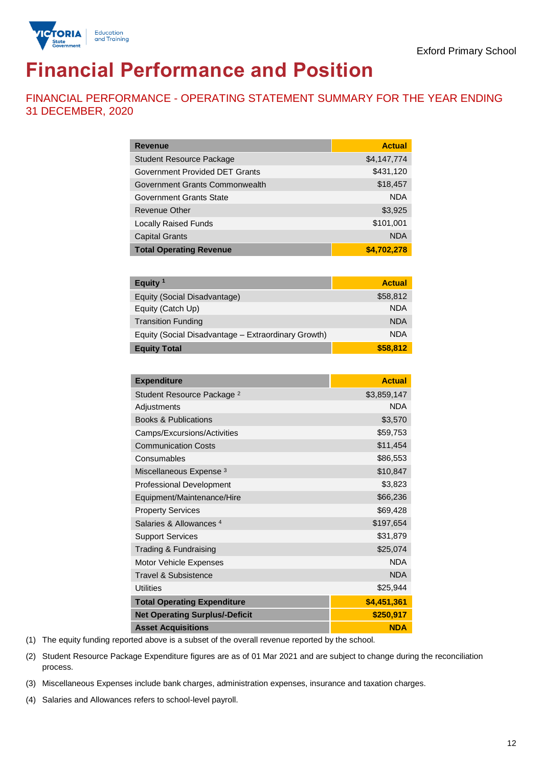Exford Primary School

# Financial Performance and Position

## FINANCIAL PERFORMANCE - OPERATING STATEMENT SUMMARY FOR THE YEAR ENDING 31 DECEMBER, 2020

| Revenue | Actual |
|---|---|
| Student Resource Package | $4,147,774 |
| Government Provided DET Grants | $431,120 |
| Government Grants Commonwealth | $18,457 |
| Government Grants State | NDA |
| Revenue Other | $3,925 |
| Locally Raised Funds | $101,001 |
| Capital Grants | NDA |
| **Total Operating Revenue** | **$4,702,278** |

| Equity [1] | Actual |
|---|---|
| Equity (Social Disadvantage) | $58,812 |
| Equity (Catch Up) | NDA |
| Transition Funding | NDA |
| Equity (Social Disadvantage – Extraordinary Growth) | NDA |
| **Equity Total** | **$58,812** |

| Expenditure | Actual |
|---|---|
| Student Resource Package [2] | $3,859,147 |
| Adjustments | NDA |
| Books & Publications | $3,570 |
| Camps/Excursions/Activities | $59,753 |
| Communication Costs | $11,454 |
| Consumables | $86,553 |
| Miscellaneous Expense [3] | $10,847 |
| Professional Development | $3,823 |
| Equipment/Maintenance/Hire | $66,236 |
| Property Services | $69,428 |
| Salaries & Allowances [4] | $197,654 |
| Support Services | $31,879 |
| Trading & Fundraising | $25,074 |
| Motor Vehicle Expenses | NDA |
| Travel & Subsistence | NDA |
| Utilities | $25,944 |
| **Total Operating Expenditure** | **$4,451,361** |
| **Net Operating Surplus/-Deficit** | **$250,917** |
| **Asset Acquisitions** | **NDA** |

(1) The equity funding reported above is a subset of the overall revenue reported by the school.

(2) Student Resource Package Expenditure figures are as of 01 Mar 2021 and are subject to change during the reconciliation process.

(3) Miscellaneous Expenses include bank charges, administration expenses, insurance and taxation charges.

(4) Salaries and Allowances refers to school-level payroll.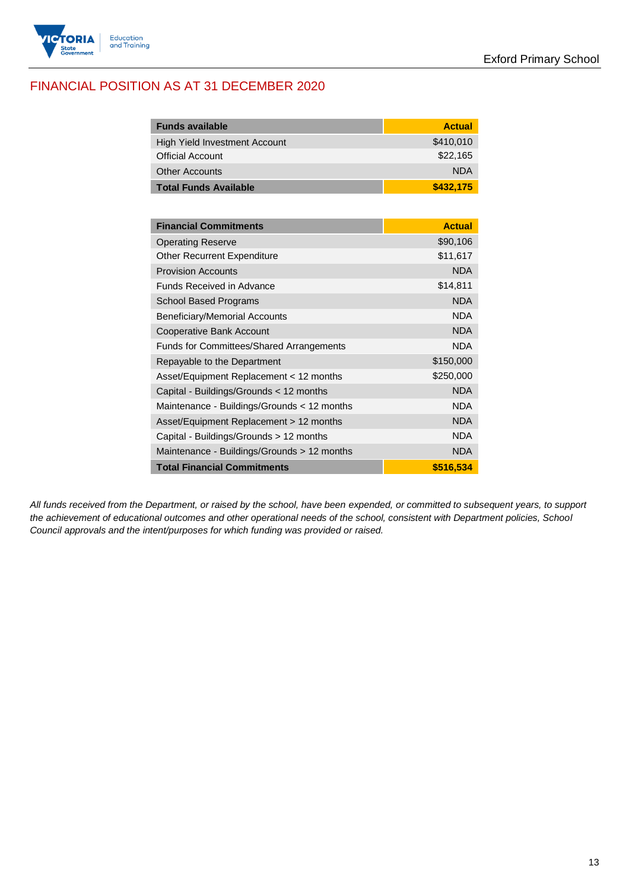# FINANCIAL POSITION AS AT 31 DECEMBER 2020

| Funds available | Actual |
|---|---|
| High Yield Investment Account | $410,010 |
| Official Account | $22,165 |
| Other Accounts | NDA |
| **Total Funds Available** | **$432,175** |

| Financial Commitments | Actual |
|---|---|
| Operating Reserve | $90,106 |
| Other Recurrent Expenditure | $11,617 |
| Provision Accounts | NDA |
| Funds Received in Advance | $14,811 |
| School Based Programs | NDA |
| Beneficiary/Memorial Accounts | NDA |
| Cooperative Bank Account | NDA |
| Funds for Committees/Shared Arrangements | NDA |
| Repayable to the Department | $150,000 |
| Asset/Equipment Replacement < 12 months | $250,000 |
| Capital - Buildings/Grounds < 12 months | NDA |
| Maintenance - Buildings/Grounds < 12 months | NDA |
| Asset/Equipment Replacement > 12 months | NDA |
| Capital - Buildings/Grounds > 12 months | NDA |
| Maintenance - Buildings/Grounds > 12 months | NDA |
| **Total Financial Commitments** | **$516,534** |

*All funds received from the Department, or raised by the school, have been expended, or committed to subsequent years, to support the achievement of educational outcomes and other operational needs of the school, consistent with Department policies, School Council approvals and the intent/purposes for which funding was provided or raised.*